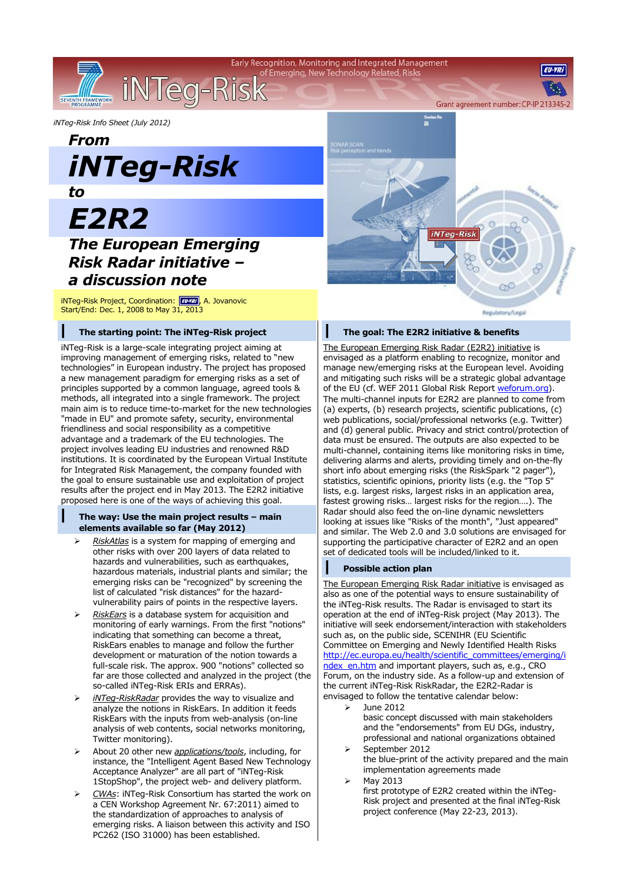iNTeg-Risk Info Sheet (July 2012)

# From *iNTeg-Risk* to *E2R2*

## *The European Emerging Risk Radar initiative – a discussion note*

iNTeg-Risk Project, Coordination: EU-VRi, A. Jovanovic
Start/End: Dec. 1, 2008 to May 31, 2013

### The starting point: The iNTeg-Risk project

iNTeg-Risk is a large-scale integrating project aiming at improving management of emerging risks, related to "new technologies" in European industry. The project has proposed a new management paradigm for emerging risks as a set of principles supported by a common language, agreed tools & methods, all integrated into a single framework. The project main aim is to reduce time-to-market for the new technologies "made in EU" and promote safety, security, environmental friendliness and social responsibility as a competitive advantage and a trademark of the EU technologies. The project involves leading EU industries and renowned R&D institutions. It is coordinated by the European Virtual Institute for Integrated Risk Management, the company founded with the goal to ensure sustainable use and exploitation of project results after the project end in May 2013. The E2R2 initiative proposed here is one of the ways of achieving this goal.

### The way: Use the main project results – main elements available so far (May 2012)

- *RiskAtlas* is a system for mapping of emerging and other risks with over 200 layers of data related to hazards and vulnerabilities, such as earthquakes, hazardous materials, industrial plants and similar; the emerging risks can be "recognized" by screening the list of calculated "risk distances" for the hazard-vulnerability pairs of points in the respective layers.
- *RiskEars* is a database system for acquisition and monitoring of early warnings. From the first "notions" indicating that something can become a threat, RiskEars enables to manage and follow the further development or maturation of the notion towards a full-scale risk. The approx. 900 "notions" collected so far are those collected and analyzed in the project (the so-called iNTeg-Risk ERIs and ERRAs).
- *iNTeg-RiskRadar* provides the way to visualize and analyze the notions in RiskEars. In addition it feeds RiskEars with the inputs from web-analysis (on-line analysis of web contents, social networks monitoring, Twitter monitoring).
- About 20 other new *applications/tools*, including, for instance, the "Intelligent Agent Based New Technology Acceptance Analyzer" are all part of "iNTeg-Risk 1StopShop", the project web- and delivery platform.
- *CWAs*: iNTeg-Risk Consortium has started the work on a CEN Workshop Agreement Nr. 67:2011) aimed to the standardization of approaches to analysis of emerging risks. A liaison between this activity and ISO PC262 (ISO 31000) has been established.

### The goal: The E2R2 initiative & benefits

The European Emerging Risk Radar (E2R2) initiative is envisaged as a platform enabling to recognize, monitor and manage new/emerging risks at the European level. Avoiding and mitigating such risks will be a strategic global advantage of the EU (cf. WEF 2011 Global Risk Report weforum.org). The multi-channel inputs for E2R2 are planned to come from (a) experts, (b) research projects, scientific publications, (c) web publications, social/professional networks (e.g. Twitter) and (d) general public. Privacy and strict control/protection of data must be ensured. The outputs are also expected to be multi-channel, containing items like monitoring risks in time, delivering alarms and alerts, providing timely and on-the-fly short info about emerging risks (the RiskSpark "2 pager"), statistics, scientific opinions, priority lists (e.g. the "Top 5" lists, e.g. largest risks, largest risks in an application area, fastest growing risks… largest risks for the region….). The Radar should also feed the on-line dynamic newsletters looking at issues like "Risks of the month", "Just appeared" and similar. The Web 2.0 and 3.0 solutions are envisaged for supporting the participative character of E2R2 and an open set of dedicated tools will be included/linked to it.

### Possible action plan

The European Emerging Risk Radar initiative is envisaged as also as one of the potential ways to ensure sustainability of the iNTeg-Risk results. The Radar is envisaged to start its operation at the end of iNTeg-Risk project (May 2013). The initiative will seek endorsement/interaction with stakeholders such as, on the public side, SCENIHR (EU Scientific Committee on Emerging and Newly Identified Health Risks http://ec.europa.eu/health/scientific_committees/emerging/index_en.htm and important players, such as, e.g., CRO Forum, on the industry side. As a follow-up and extension of the current iNTeg-Risk RiskRadar, the E2R2-Radar is envisaged to follow the tentative calendar below:

- June 2012
  basic concept discussed with main stakeholders and the "endorsements" from EU DGs, industry, professional and national organizations obtained
- September 2012
  the blue-print of the activity prepared and the main implementation agreements made
- May 2013
  first prototype of E2R2 created within the iNTeg-Risk project and presented at the final iNTeg-Risk project conference (May 22-23, 2013).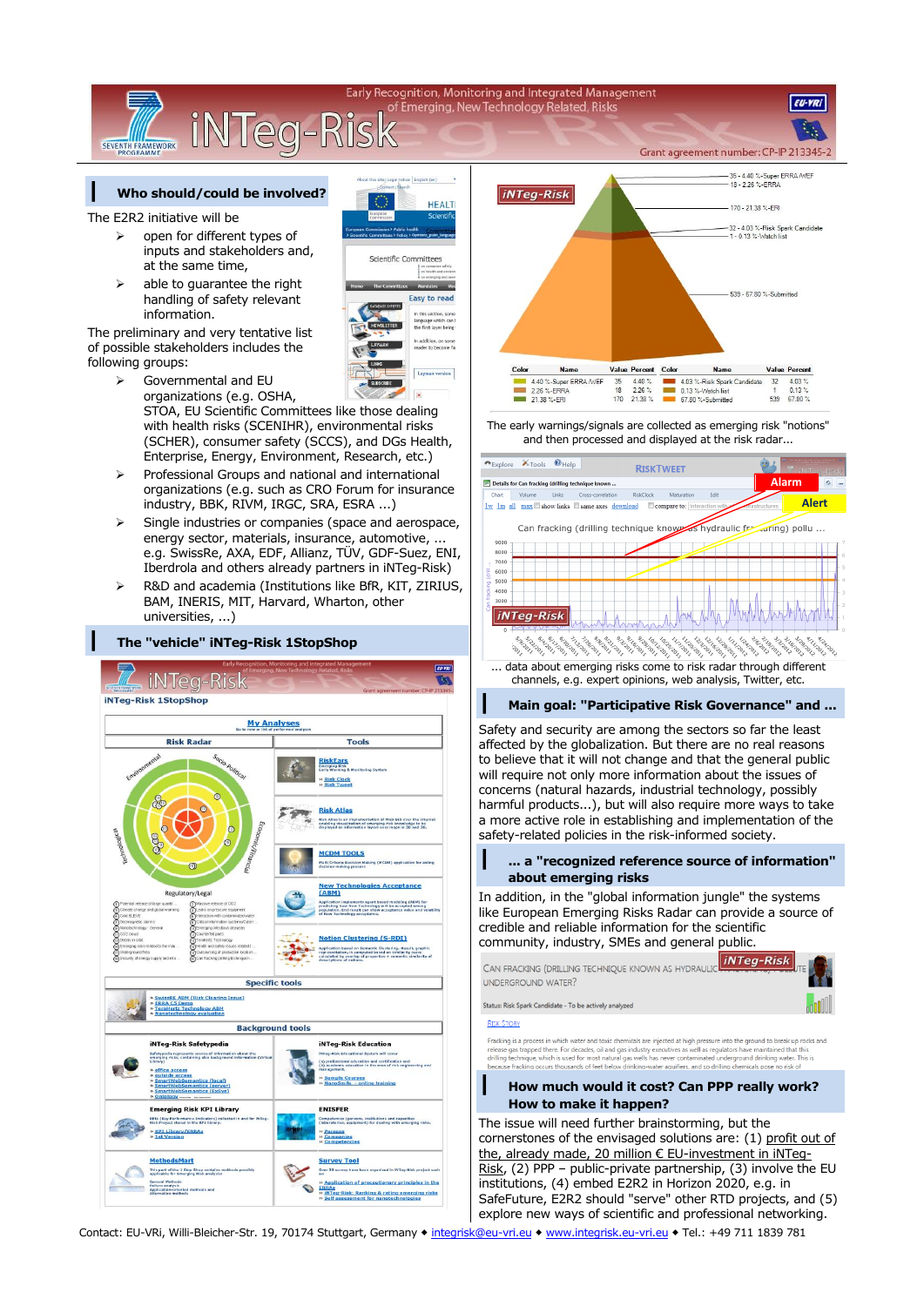## Who should/could be involved?

The E2R2 initiative will be

- open for different types of inputs and stakeholders and, at the same time,
- able to guarantee the right handling of safety relevant information.

The preliminary and very tentative list of possible stakeholders includes the following groups:

- Governmental and EU organizations (e.g. OSHA, STOA, EU Scientific Committees like those dealing with health risks (SCENIHR), environmental risks (SCHER), consumer safety (SCCS), and DGs Health, Enterprise, Energy, Environment, Research, etc.)
- Professional Groups and national and international organizations (e.g. such as CRO Forum for insurance industry, BBK, RIVM, IRGC, SRA, ESRA ...)
- Single industries or companies (space and aerospace, energy sector, materials, insurance, automotive, ... e.g. SwissRe, AXA, EDF, Allianz, TÜV, GDF-Suez, ENI, Iberdrola and others already partners in iNTeg-Risk)
- R&D and academia (Institutions like BfR, KIT, ZIRIUS, BAM, INERIS, MIT, Harvard, Wharton, other universities, ...)

## The "vehicle" iNTeg-Risk 1StopShop

35 - 4.40 %-Super ERRA/WEF
18 - 2.26 %-ERRA
170 - 21.38 %-ERI
32 - 4.03 %-Risk Spark Candidate
1 - 0.13 %-Watch list
539 - 67.80 %-Submitted

| Color | Name | Value | Percent | Color | Name | Value | Percent |
|---|---|---|---|---|---|---|---|
| | 4.40 %-Super ERRA /WEF | 35 | 4.40 % | | 4.03 %-Risk Spark Candidate | 32 | 4.03 % |
| | 2.26 %-ERRA | 18 | 2.26 % | | 0.13 %-Watch list | 1 | 0.13 % |
| | 21.38 %-ERI | 170 | 21.38 % | | 67.80 %-Submitted | 539 | 67.80 % |

The early warnings/signals are collected as emerging risk "notions" and then processed and displayed at the risk radar...

Alarm

Alert

... data about emerging risks come to risk radar through different channels, e.g. expert opinions, web analysis, Twitter, etc.

## Main goal: "Participative Risk Governance" and ...

Safety and security are among the sectors so far the least affected by the globalization. But there are no real reasons to believe that it will not change and that the general public will require not only more information about the issues of concerns (natural hazards, industrial technology, possibly harmful products...), but will also require more ways to take a more active role in establishing and implementation of the safety-related policies in the risk-informed society.

## ... a "recognized reference source of information" about emerging risks

In addition, in the "global information jungle" the systems like European Emerging Risks Radar can provide a source of credible and reliable information for the scientific community, industry, SMEs and general public.

## How much would it cost? Can PPP really work? How to make it happen?

The issue will need further brainstorming, but the cornerstones of the envisaged solutions are: (1) profit out of the, already made, 20 million € EU-investment in iNTeg-Risk, (2) PPP – public-private partnership, (3) involve the EU institutions, (4) embed E2R2 in Horizon 2020, e.g. in SafeFuture, E2R2 should "serve" other RTD projects, and (5) explore new ways of scientific and professional networking.

Contact: EU-VRi, Willi-Bleicher-Str. 19, 70174 Stuttgart, Germany ◆ integrisk@eu-vri.eu ◆ www.integrisk.eu-vri.eu ◆ Tel.: +49 711 1839 781